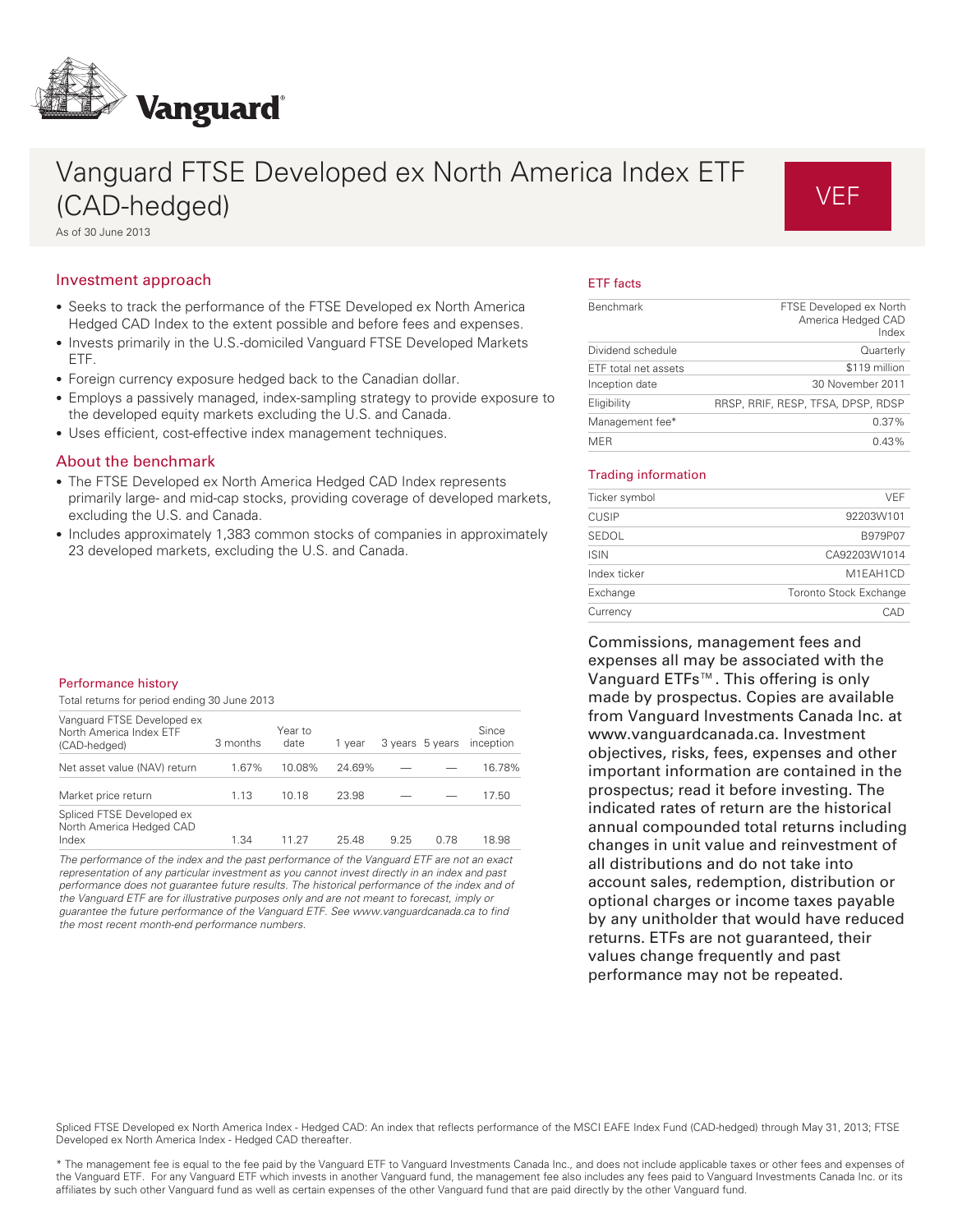# Vanguard FTSE Developed ex North America Index ETF (CAD-hedged)

**VEF**

As of 30 June 2013

## Investment approach

- Seeks to track the performance of the FTSE Developed ex North America Hedged CAD Index to the extent possible and before fees and expenses.
- Invests primarily in the U.S.-domiciled Vanguard FTSE Developed Markets ETF.
- Foreign currency exposure hedged back to the Canadian dollar.
- Employs a passively managed, index-sampling strategy to provide exposure to the developed equity markets excluding the U.S. and Canada.
- Uses efficient, cost-effective index management techniques.

## About the benchmark

- The FTSE Developed ex North America Hedged CAD Index represents primarily large- and mid-cap stocks, providing coverage of developed markets, excluding the U.S. and Canada.
- Includes approximately 1,383 common stocks of companies in approximately 23 developed markets, excluding the U.S. and Canada.

## ETF facts

| | |
|---|---|
| Benchmark | FTSE Developed ex North America Hedged CAD Index |
| Dividend schedule | Quarterly |
| ETF total net assets | $119 million |
| Inception date | 30 November 2011 |
| Eligibility | RRSP, RRIF, RESP, TFSA, DPSP, RDSP |
| Management fee* | 0.37% |
| MER | 0.43% |

## Trading information

| | |
|---|---|
| Ticker symbol | VEF |
| CUSIP | 92203W101 |
| SEDOL | B979P07 |
| ISIN | CA92203W1014 |
| Index ticker | M1EAH1CD |
| Exchange | Toronto Stock Exchange |
| Currency | CAD |

Commissions, management fees and expenses all may be associated with the Vanguard ETFs™. This offering is only made by prospectus. Copies are available from Vanguard Investments Canada Inc. at www.vanguardcanada.ca. Investment objectives, risks, fees, expenses and other important information are contained in the prospectus; read it before investing. The indicated rates of return are the historical annual compounded total returns including changes in unit value and reinvestment of all distributions and do not take into account sales, redemption, distribution or optional charges or income taxes payable by any unitholder that would have reduced returns. ETFs are not guaranteed, their values change frequently and past performance may not be repeated.

## Performance history

Total returns for period ending 30 June 2013

| Vanguard FTSE Developed ex North America Index ETF (CAD-hedged) | 3 months | Year to date | 1 year | 3 years | 5 years | Since inception |
|---|---|---|---|---|---|---|
| Net asset value (NAV) return | 1.67% | 10.08% | 24.69% | — | — | 16.78% |
| Market price return | 1.13 | 10.18 | 23.98 | — | — | 17.50 |
| Spliced FTSE Developed ex North America Hedged CAD Index | 1.34 | 11.27 | 25.48 | 9.25 | 0.78 | 18.98 |

*The performance of the index and the past performance of the Vanguard ETF are not an exact representation of any particular investment as you cannot invest directly in an index and past performance does not guarantee future results. The historical performance of the index and of the Vanguard ETF are for illustrative purposes only and are not meant to forecast, imply or guarantee the future performance of the Vanguard ETF. See www.vanguardcanada.ca to find the most recent month-end performance numbers.*

Spliced FTSE Developed ex North America Index - Hedged CAD: An index that reflects performance of the MSCI EAFE Index Fund (CAD-hedged) through May 31, 2013; FTSE Developed ex North America Index - Hedged CAD thereafter.

* The management fee is equal to the fee paid by the Vanguard ETF to Vanguard Investments Canada Inc., and does not include applicable taxes or other fees and expenses of the Vanguard ETF. For any Vanguard ETF which invests in another Vanguard fund, the management fee also includes any fees paid to Vanguard Investments Canada Inc. or its affiliates by such other Vanguard fund as well as certain expenses of the other Vanguard fund that are paid directly by the other Vanguard fund.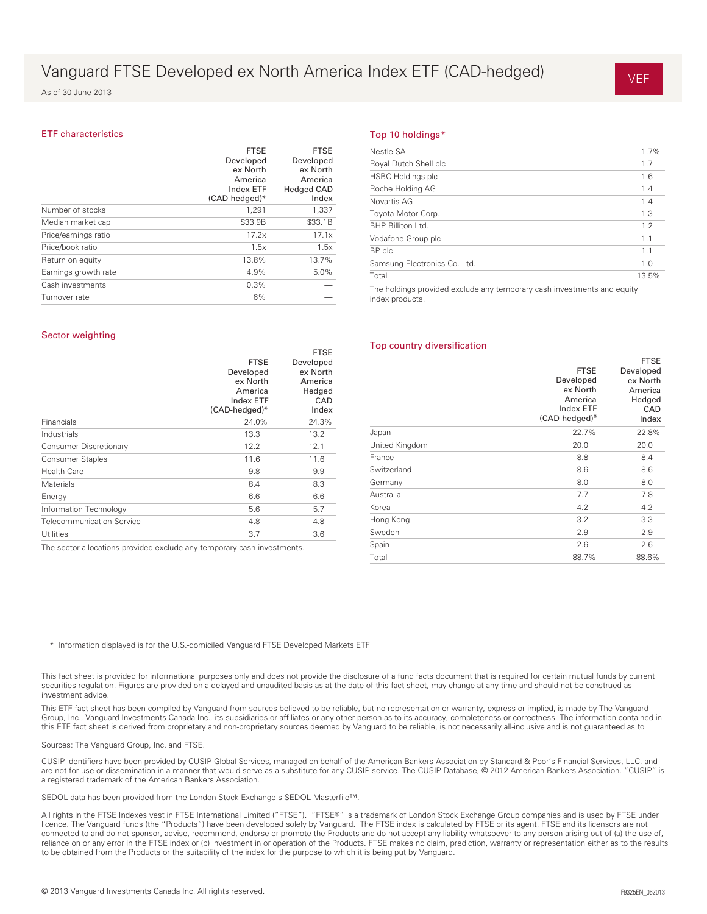# Vanguard FTSE Developed ex North America Index ETF (CAD-hedged)

VEF

As of 30 June 2013

## ETF characteristics

| | FTSE Developed ex North America Index ETF (CAD-hedged)* | FTSE Developed ex North America Hedged CAD Index |
|---|---|---|
| Number of stocks | 1,291 | 1,337 |
| Median market cap | $33.9B | $33.1B |
| Price/earnings ratio | 17.2x | 17.1x |
| Price/book ratio | 1.5x | 1.5x |
| Return on equity | 13.8% | 13.7% |
| Earnings growth rate | 4.9% | 5.0% |
| Cash investments | 0.3% | — |
| Turnover rate | 6% | — |

## Top 10 holdings*

| | |
|---|---|
| Nestle SA | 1.7% |
| Royal Dutch Shell plc | 1.7 |
| HSBC Holdings plc | 1.6 |
| Roche Holding AG | 1.4 |
| Novartis AG | 1.4 |
| Toyota Motor Corp. | 1.3 |
| BHP Billiton Ltd. | 1.2 |
| Vodafone Group plc | 1.1 |
| BP plc | 1.1 |
| Samsung Electronics Co. Ltd. | 1.0 |
| Total | 13.5% |

The holdings provided exclude any temporary cash investments and equity index products.

## Sector weighting

| | FTSE Developed ex North America Index ETF (CAD-hedged)* | FTSE Developed ex North America Hedged CAD Index |
|---|---|---|
| Financials | 24.0% | 24.3% |
| Industrials | 13.3 | 13.2 |
| Consumer Discretionary | 12.2 | 12.1 |
| Consumer Staples | 11.6 | 11.6 |
| Health Care | 9.8 | 9.9 |
| Materials | 8.4 | 8.3 |
| Energy | 6.6 | 6.6 |
| Information Technology | 5.6 | 5.7 |
| Telecommunication Service | 4.8 | 4.8 |
| Utilities | 3.7 | 3.6 |

The sector allocations provided exclude any temporary cash investments.

## Top country diversification

| | FTSE Developed ex North America Index ETF (CAD-hedged)* | FTSE Developed ex North America Hedged CAD Index |
|---|---|---|
| Japan | 22.7% | 22.8% |
| United Kingdom | 20.0 | 20.0 |
| France | 8.8 | 8.4 |
| Switzerland | 8.6 | 8.6 |
| Germany | 8.0 | 8.0 |
| Australia | 7.7 | 7.8 |
| Korea | 4.2 | 4.2 |
| Hong Kong | 3.2 | 3.3 |
| Sweden | 2.9 | 2.9 |
| Spain | 2.6 | 2.6 |
| Total | 88.7% | 88.6% |

\* Information displayed is for the U.S.-domiciled Vanguard FTSE Developed Markets ETF

This fact sheet is provided for informational purposes only and does not provide the disclosure of a fund facts document that is required for certain mutual funds by current securities regulation. Figures are provided on a delayed and unaudited basis as at the date of this fact sheet, may change at any time and should not be construed as investment advice.

This ETF fact sheet has been compiled by Vanguard from sources believed to be reliable, but no representation or warranty, express or implied, is made by The Vanguard Group, Inc., Vanguard Investments Canada Inc., its subsidiaries or affiliates or any other person as to its accuracy, completeness or correctness. The information contained in this ETF fact sheet is derived from proprietary and non-proprietary sources deemed by Vanguard to be reliable, is not necessarily all-inclusive and is not guaranteed as to

Sources: The Vanguard Group, Inc. and FTSE.

CUSIP identifiers have been provided by CUSIP Global Services, managed on behalf of the American Bankers Association by Standard & Poor's Financial Services, LLC, and are not for use or dissemination in a manner that would serve as a substitute for any CUSIP service. The CUSIP Database, © 2012 American Bankers Association. "CUSIP" is a registered trademark of the American Bankers Association.

SEDOL data has been provided from the London Stock Exchange's SEDOL Masterfile™.

All rights in the FTSE Indexes vest in FTSE International Limited ("FTSE"). "FTSE®" is a trademark of London Stock Exchange Group companies and is used by FTSE under licence. The Vanguard funds (the "Products") have been developed solely by Vanguard. The FTSE index is calculated by FTSE or its agent. FTSE and its licensors are not connected to and do not sponsor, advise, recommend, endorse or promote the Products and do not accept any liability whatsoever to any person arising out of (a) the use of, reliance on or any error in the FTSE index or (b) investment in or operation of the Products. FTSE makes no claim, prediction, warranty or representation either as to the results to be obtained from the Products or the suitability of the index for the purpose to which it is being put by Vanguard.

© 2013 Vanguard Investments Canada Inc. All rights reserved.

F9325EN_062013